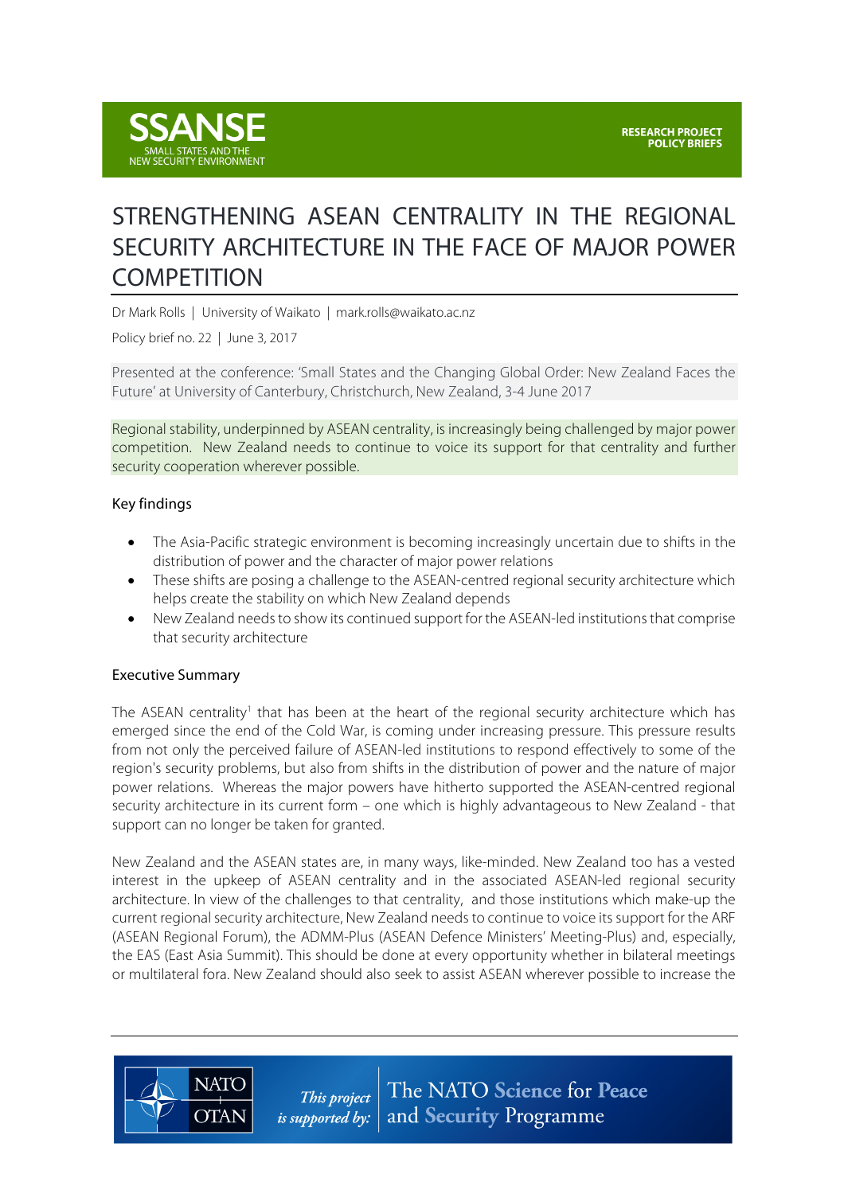SSANSE
SMALL STATES AND THE NEW SECURITY ENVIRONMENT

RESEARCH PROJECT POLICY BRIEFS

# STRENGTHENING ASEAN CENTRALITY IN THE REGIONAL SECURITY ARCHITECTURE IN THE FACE OF MAJOR POWER COMPETITION

Dr Mark Rolls | University of Waikato | mark.rolls@waikato.ac.nz

Policy brief no. 22 | June 3, 2017

Presented at the conference: 'Small States and the Changing Global Order: New Zealand Faces the Future' at University of Canterbury, Christchurch, New Zealand, 3-4 June 2017

Regional stability, underpinned by ASEAN centrality, is increasingly being challenged by major power competition. New Zealand needs to continue to voice its support for that centrality and further security cooperation wherever possible.

## Key findings

- The Asia-Pacific strategic environment is becoming increasingly uncertain due to shifts in the distribution of power and the character of major power relations
- These shifts are posing a challenge to the ASEAN-centred regional security architecture which helps create the stability on which New Zealand depends
- New Zealand needs to show its continued support for the ASEAN-led institutions that comprise that security architecture

## Executive Summary

The ASEAN centrality[1] that has been at the heart of the regional security architecture which has emerged since the end of the Cold War, is coming under increasing pressure. This pressure results from not only the perceived failure of ASEAN-led institutions to respond effectively to some of the region's security problems, but also from shifts in the distribution of power and the nature of major power relations. Whereas the major powers have hitherto supported the ASEAN-centred regional security architecture in its current form – one which is highly advantageous to New Zealand - that support can no longer be taken for granted.

New Zealand and the ASEAN states are, in many ways, like-minded. New Zealand too has a vested interest in the upkeep of ASEAN centrality and in the associated ASEAN-led regional security architecture. In view of the challenges to that centrality, and those institutions which make-up the current regional security architecture, New Zealand needs to continue to voice its support for the ARF (ASEAN Regional Forum), the ADMM-Plus (ASEAN Defence Ministers' Meeting-Plus) and, especially, the EAS (East Asia Summit). This should be done at every opportunity whether in bilateral meetings or multilateral fora. New Zealand should also seek to assist ASEAN wherever possible to increase the

This project is supported by: The NATO Science for Peace and Security Programme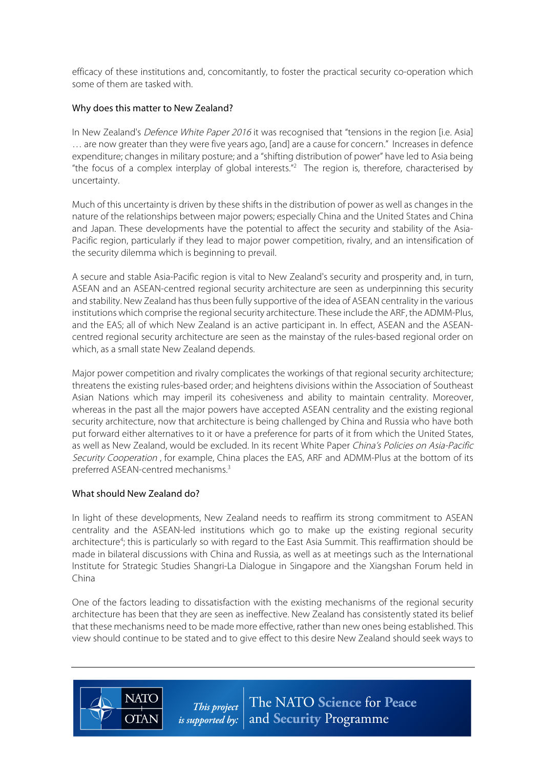efficacy of these institutions and, concomitantly, to foster the practical security co-operation which some of them are tasked with.

### Why does this matter to New Zealand?

In New Zealand's *Defence White Paper 2016* it was recognised that "tensions in the region [i.e. Asia] … are now greater than they were five years ago, [and] are a cause for concern." Increases in defence expenditure; changes in military posture; and a "shifting distribution of power" have led to Asia being "the focus of a complex interplay of global interests."[2] The region is, therefore, characterised by uncertainty.

Much of this uncertainty is driven by these shifts in the distribution of power as well as changes in the nature of the relationships between major powers; especially China and the United States and China and Japan. These developments have the potential to affect the security and stability of the Asia-Pacific region, particularly if they lead to major power competition, rivalry, and an intensification of the security dilemma which is beginning to prevail.

A secure and stable Asia-Pacific region is vital to New Zealand's security and prosperity and, in turn, ASEAN and an ASEAN-centred regional security architecture are seen as underpinning this security and stability. New Zealand has thus been fully supportive of the idea of ASEAN centrality in the various institutions which comprise the regional security architecture. These include the ARF, the ADMM-Plus, and the EAS; all of which New Zealand is an active participant in. In effect, ASEAN and the ASEAN-centred regional security architecture are seen as the mainstay of the rules-based regional order on which, as a small state New Zealand depends.

Major power competition and rivalry complicates the workings of that regional security architecture; threatens the existing rules-based order; and heightens divisions within the Association of Southeast Asian Nations which may imperil its cohesiveness and ability to maintain centrality. Moreover, whereas in the past all the major powers have accepted ASEAN centrality and the existing regional security architecture, now that architecture is being challenged by China and Russia who have both put forward either alternatives to it or have a preference for parts of it from which the United States, as well as New Zealand, would be excluded. In its recent White Paper *China's Policies on Asia-Pacific Security Cooperation* , for example, China places the EAS, ARF and ADMM-Plus at the bottom of its preferred ASEAN-centred mechanisms.[3]

### What should New Zealand do?

In light of these developments, New Zealand needs to reaffirm its strong commitment to ASEAN centrality and the ASEAN-led institutions which go to make up the existing regional security architecture[4]; this is particularly so with regard to the East Asia Summit. This reaffirmation should be made in bilateral discussions with China and Russia, as well as at meetings such as the International Institute for Strategic Studies Shangri-La Dialogue in Singapore and the Xiangshan Forum held in China

One of the factors leading to dissatisfaction with the existing mechanisms of the regional security architecture has been that they are seen as ineffective. New Zealand has consistently stated its belief that these mechanisms need to be made more effective, rather than new ones being established. This view should continue to be stated and to give effect to this desire New Zealand should seek ways to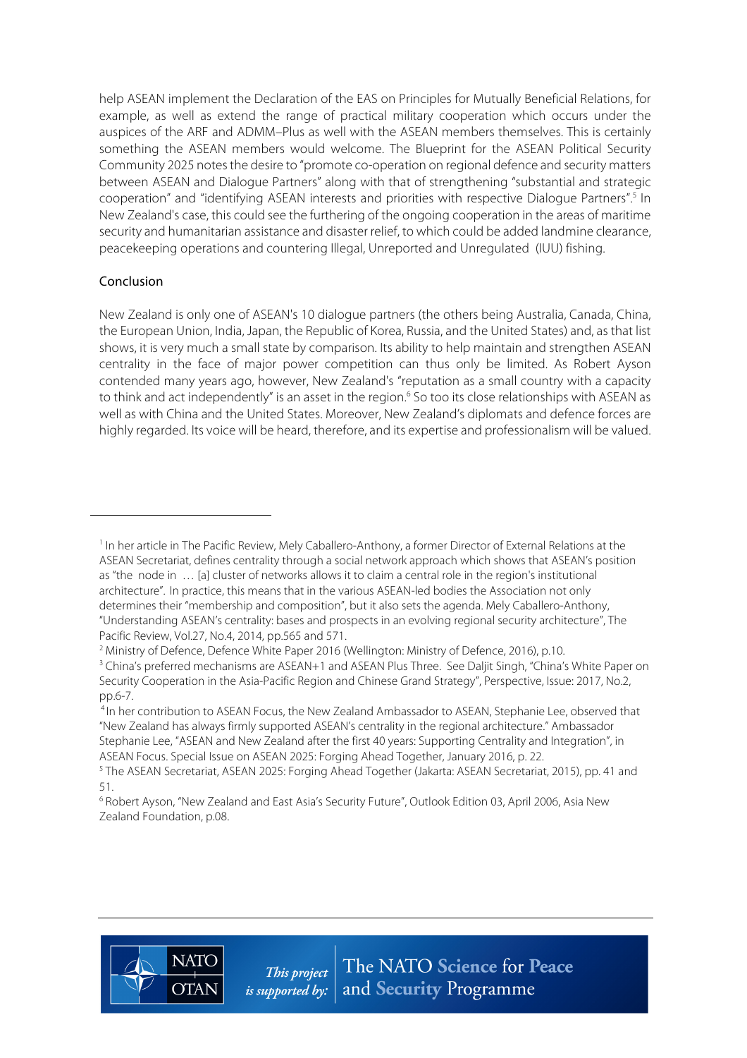help ASEAN implement the Declaration of the EAS on Principles for Mutually Beneficial Relations, for example, as well as extend the range of practical military cooperation which occurs under the auspices of the ARF and ADMM–Plus as well with the ASEAN members themselves. This is certainly something the ASEAN members would welcome. The Blueprint for the ASEAN Political Security Community 2025 notes the desire to "promote co-operation on regional defence and security matters between ASEAN and Dialogue Partners" along with that of strengthening "substantial and strategic cooperation" and "identifying ASEAN interests and priorities with respective Dialogue Partners".[5] In New Zealand's case, this could see the furthering of the ongoing cooperation in the areas of maritime security and humanitarian assistance and disaster relief, to which could be added landmine clearance, peacekeeping operations and countering Illegal, Unreported and Unregulated (IUU) fishing.

## Conclusion

New Zealand is only one of ASEAN's 10 dialogue partners (the others being Australia, Canada, China, the European Union, India, Japan, the Republic of Korea, Russia, and the United States) and, as that list shows, it is very much a small state by comparison. Its ability to help maintain and strengthen ASEAN centrality in the face of major power competition can thus only be limited. As Robert Ayson contended many years ago, however, New Zealand's "reputation as a small country with a capacity to think and act independently" is an asset in the region.[6] So too its close relationships with ASEAN as well as with China and the United States. Moreover, New Zealand's diplomats and defence forces are highly regarded. Its voice will be heard, therefore, and its expertise and professionalism will be valued.

---

[1] In her article in The Pacific Review, Mely Caballero-Anthony, a former Director of External Relations at the ASEAN Secretariat, defines centrality through a social network approach which shows that ASEAN's position as "the node in … [a] cluster of networks allows it to claim a central role in the region's institutional architecture". In practice, this means that in the various ASEAN-led bodies the Association not only determines their "membership and composition", but it also sets the agenda. Mely Caballero-Anthony, "Understanding ASEAN's centrality: bases and prospects in an evolving regional security architecture", The Pacific Review, Vol.27, No.4, 2014, pp.565 and 571.

[2] Ministry of Defence, Defence White Paper 2016 (Wellington: Ministry of Defence, 2016), p.10.

[3] China's preferred mechanisms are ASEAN+1 and ASEAN Plus Three. See Daljit Singh, "China's White Paper on Security Cooperation in the Asia-Pacific Region and Chinese Grand Strategy", Perspective, Issue: 2017, No.2, pp.6-7.

[4] In her contribution to ASEAN Focus, the New Zealand Ambassador to ASEAN, Stephanie Lee, observed that "New Zealand has always firmly supported ASEAN's centrality in the regional architecture." Ambassador Stephanie Lee, "ASEAN and New Zealand after the first 40 years: Supporting Centrality and Integration", in ASEAN Focus. Special Issue on ASEAN 2025: Forging Ahead Together, January 2016, p. 22.

[5] The ASEAN Secretariat, ASEAN 2025: Forging Ahead Together (Jakarta: ASEAN Secretariat, 2015), pp. 41 and 51.

[6] Robert Ayson, "New Zealand and East Asia's Security Future", Outlook Edition 03, April 2006, Asia New Zealand Foundation, p.08.

NATO OTAN *This project is supported by:* The NATO Science for Peace and Security Programme